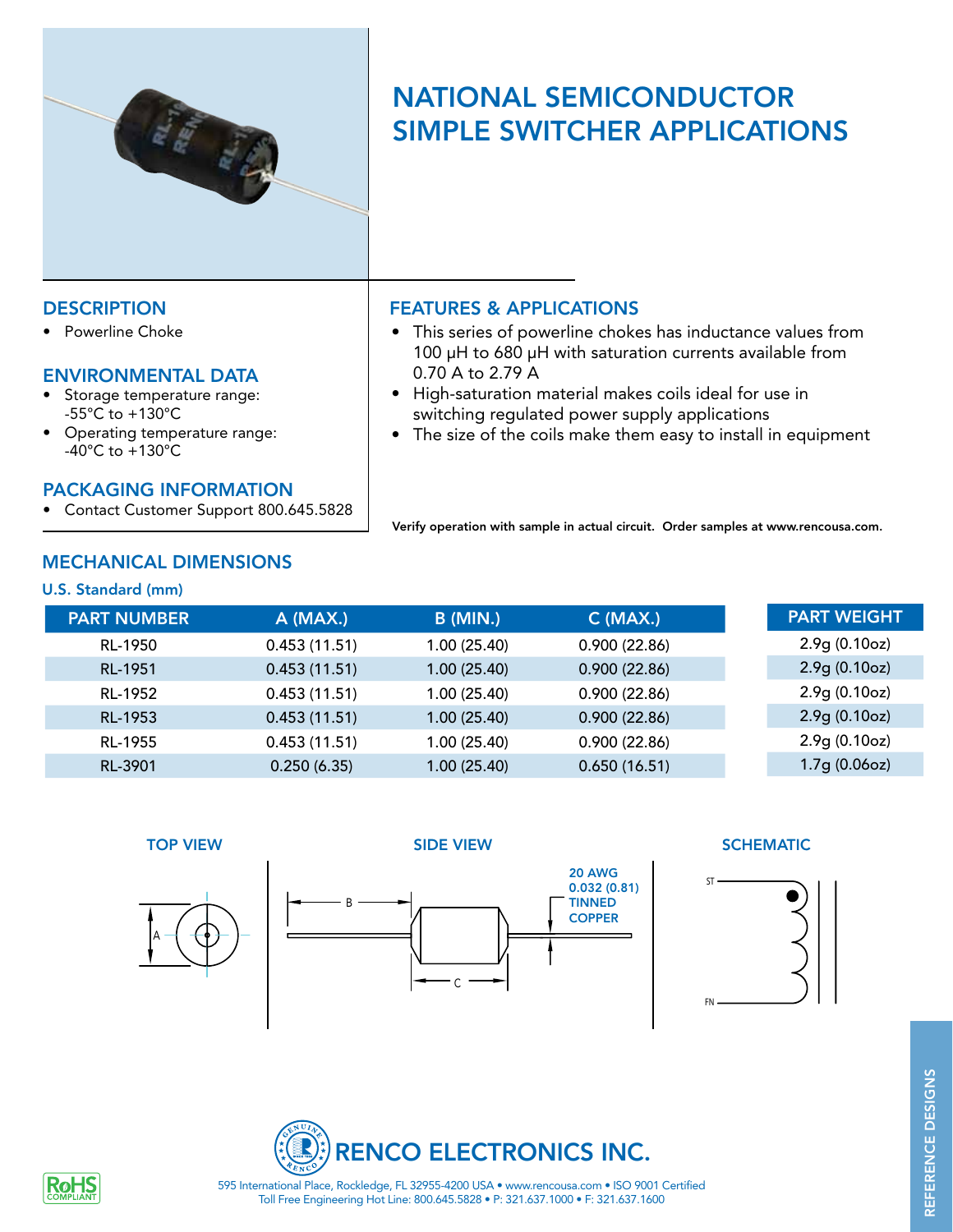# NATIONAL SEMICONDUCTOR SIMPLE SWITCHER APPLICATIONS

## DESCRIPTION

- Powerline Choke

## ENVIRONMENTAL DATA

- Storage temperature range: -55°C to +130°C
- Operating temperature range: -40°C to +130°C

## PACKAGING INFORMATION

- Contact Customer Support 800.645.5828

## FEATURES & APPLICATIONS

- This series of powerline chokes has inductance values from 100 µH to 680 µH with saturation currents available from 0.70 A to 2.79 A
- High-saturation material makes coils ideal for use in switching regulated power supply applications
- The size of the coils make them easy to install in equipment

**Verify operation with sample in actual circuit. Order samples at www.rencousa.com.**

## MECHANICAL DIMENSIONS

### U.S. Standard (mm)

| PART NUMBER | A (MAX.) | B (MIN.) | C (MAX.) | PART WEIGHT |
|---|---|---|---|---|
| RL-1950 | 0.453 (11.51) | 1.00 (25.40) | 0.900 (22.86) | 2.9g (0.10oz) |
| RL-1951 | 0.453 (11.51) | 1.00 (25.40) | 0.900 (22.86) | 2.9g (0.10oz) |
| RL-1952 | 0.453 (11.51) | 1.00 (25.40) | 0.900 (22.86) | 2.9g (0.10oz) |
| RL-1953 | 0.453 (11.51) | 1.00 (25.40) | 0.900 (22.86) | 2.9g (0.10oz) |
| RL-1955 | 0.453 (11.51) | 1.00 (25.40) | 0.900 (22.86) | 2.9g (0.10oz) |
| RL-3901 | 0.250 (6.35) | 1.00 (25.40) | 0.650 (16.51) | 1.7g (0.06oz) |

**TOP VIEW**

**SIDE VIEW**

20 AWG 0.032 (0.81) TINNED COPPER

**SCHEMATIC**

ST

FN

**RENCO ELECTRONICS INC.**

595 International Place, Rockledge, FL 32955-4200 USA • www.rencousa.com • ISO 9001 Certified
Toll Free Engineering Hot Line: 800.645.5828 • P: 321.637.1000 • F: 321.637.1600

RoHS COMPLIANT

REFERENCE DESIGNS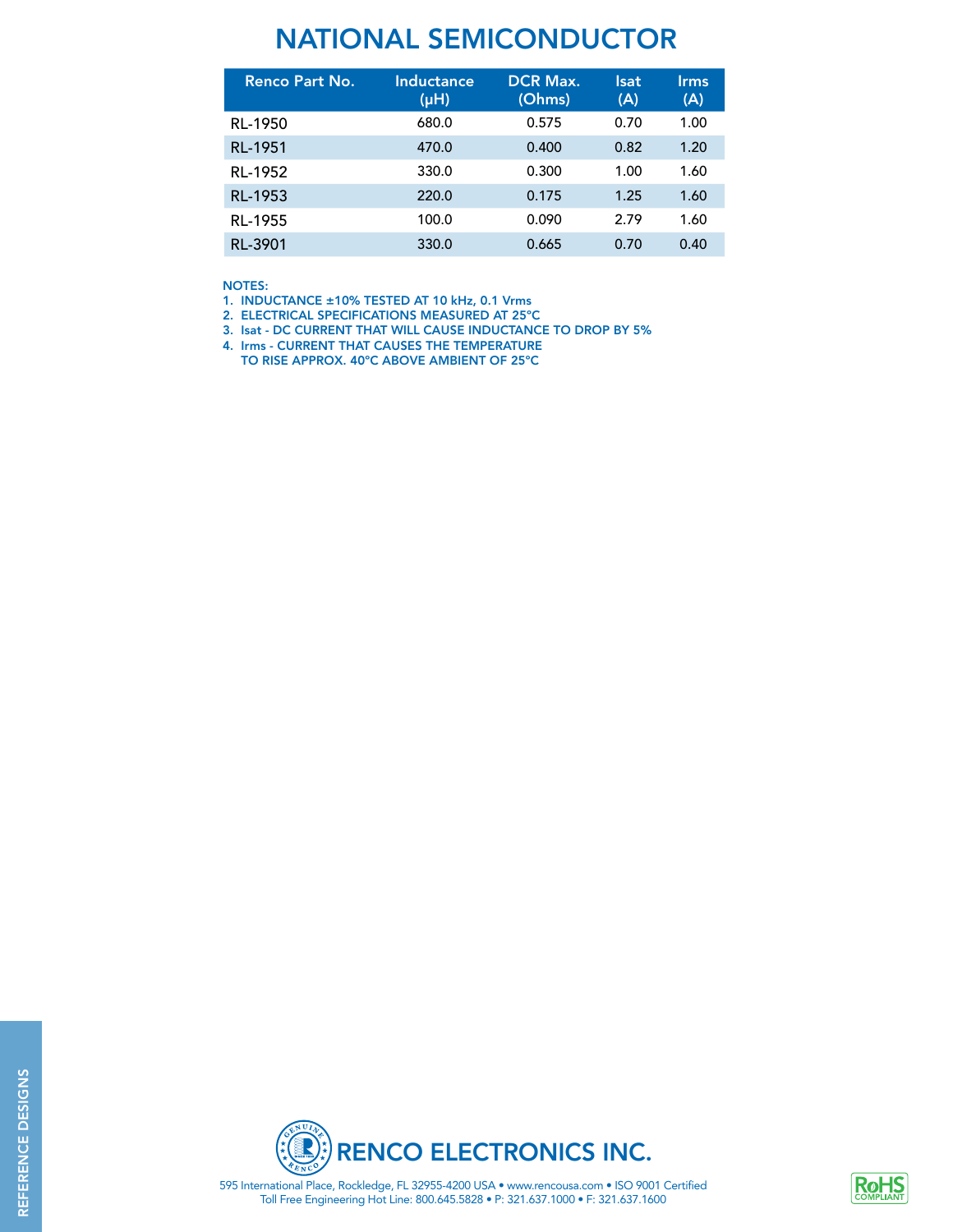# NATIONAL SEMICONDUCTOR

| Renco Part No. | Inductance (μH) | DCR Max. (Ohms) | Isat (A) | Irms (A) |
|---|---|---|---|---|
| RL-1950 | 680.0 | 0.575 | 0.70 | 1.00 |
| RL-1951 | 470.0 | 0.400 | 0.82 | 1.20 |
| RL-1952 | 330.0 | 0.300 | 1.00 | 1.60 |
| RL-1953 | 220.0 | 0.175 | 1.25 | 1.60 |
| RL-1955 | 100.0 | 0.090 | 2.79 | 1.60 |
| RL-3901 | 330.0 | 0.665 | 0.70 | 0.40 |

NOTES:

1. INDUCTANCE ±10% TESTED AT 10 kHz, 0.1 Vrms
2. ELECTRICAL SPECIFICATIONS MEASURED AT 25°C
3. Isat - DC CURRENT THAT WILL CAUSE INDUCTANCE TO DROP BY 5%
4. Irms - CURRENT THAT CAUSES THE TEMPERATURE TO RISE APPROX. 40°C ABOVE AMBIENT OF 25°C

REFERENCE DESIGNS

RENCO ELECTRONICS INC.

595 International Place, Rockledge, FL 32955-4200 USA • www.rencousa.com • ISO 9001 Certified
Toll Free Engineering Hot Line: 800.645.5828 • P: 321.637.1000 • F: 321.637.1600

RoHS COMPLIANT